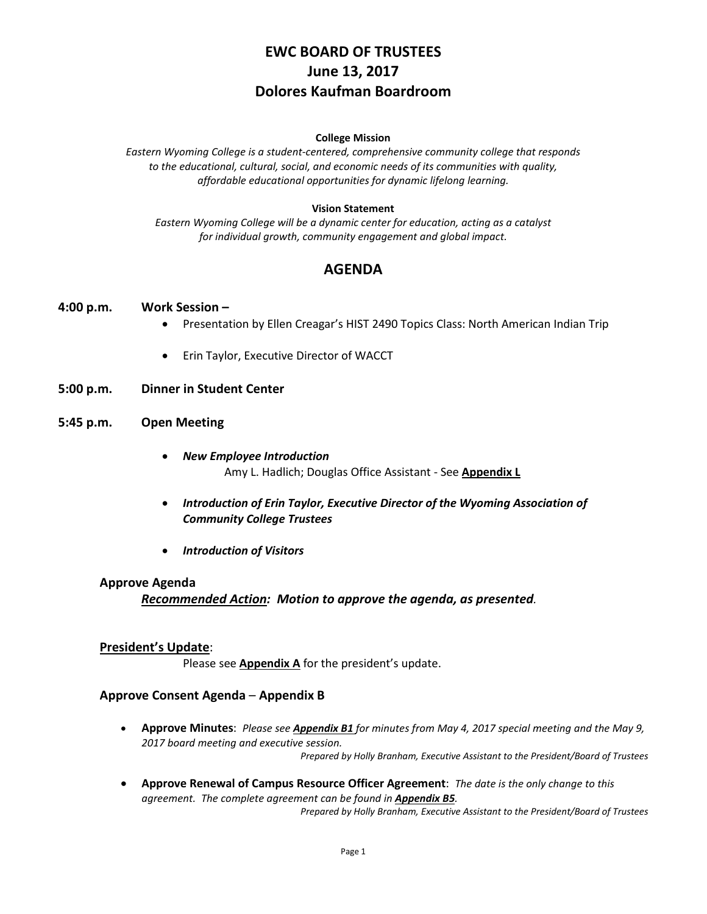# EWC BOARD OF TRUSTEES
# June 13, 2017
# Dolores Kaufman Boardroom

**College Mission**

*Eastern Wyoming College is a student-centered, comprehensive community college that responds to the educational, cultural, social, and economic needs of its communities with quality, affordable educational opportunities for dynamic lifelong learning.*

**Vision Statement**

*Eastern Wyoming College will be a dynamic center for education, acting as a catalyst for individual growth, community engagement and global impact.*

## AGENDA

**4:00 p.m. Work Session –**

- Presentation by Ellen Creagar's HIST 2490 Topics Class: North American Indian Trip
- Erin Taylor, Executive Director of WACCT

**5:00 p.m. Dinner in Student Center**

**5:45 p.m. Open Meeting**

- ***New Employee Introduction***
  Amy L. Hadlich; Douglas Office Assistant - See **Appendix L**
- ***Introduction of Erin Taylor, Executive Director of the Wyoming Association of Community College Trustees***
- ***Introduction of Visitors***

**Approve Agenda**

***Recommended Action*: *Motion to approve the agenda, as presented*.**

**President's Update**:

Please see **Appendix A** for the president's update.

**Approve Consent Agenda – Appendix B**

- **Approve Minutes**: *Please see* ***Appendix B1*** *for minutes from May 4, 2017 special meeting and the May 9, 2017 board meeting and executive session.*
  *Prepared by Holly Branham, Executive Assistant to the President/Board of Trustees*
- **Approve Renewal of Campus Resource Officer Agreement**: *The date is the only change to this agreement. The complete agreement can be found in* ***Appendix B5****.*
  *Prepared by Holly Branham, Executive Assistant to the President/Board of Trustees*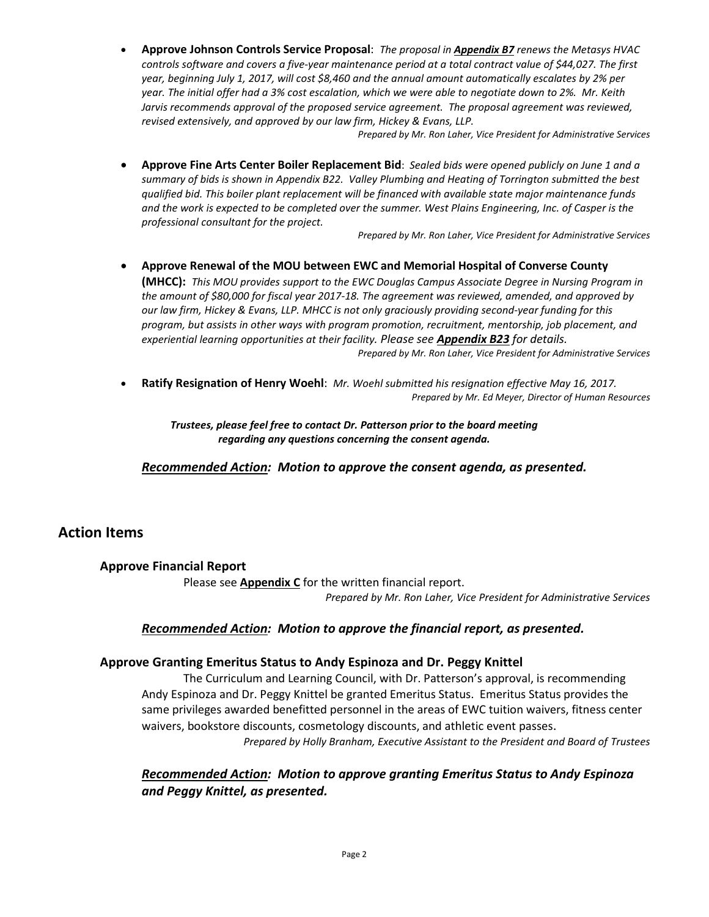- **Approve Johnson Controls Service Proposal**: *The proposal in **Appendix B7** renews the Metasys HVAC controls software and covers a five-year maintenance period at a total contract value of $44,027. The first year, beginning July 1, 2017, will cost $8,460 and the annual amount automatically escalates by 2% per year. The initial offer had a 3% cost escalation, which we were able to negotiate down to 2%. Mr. Keith Jarvis recommends approval of the proposed service agreement. The proposal agreement was reviewed, revised extensively, and approved by our law firm, Hickey & Evans, LLP.*

  *Prepared by Mr. Ron Laher, Vice President for Administrative Services*

- **Approve Fine Arts Center Boiler Replacement Bid**: *Sealed bids were opened publicly on June 1 and a summary of bids is shown in Appendix B22. Valley Plumbing and Heating of Torrington submitted the best qualified bid. This boiler plant replacement will be financed with available state major maintenance funds and the work is expected to be completed over the summer. West Plains Engineering, Inc. of Casper is the professional consultant for the project.*

  *Prepared by Mr. Ron Laher, Vice President for Administrative Services*

- **Approve Renewal of the MOU between EWC and Memorial Hospital of Converse County (MHCC):** *This MOU provides support to the EWC Douglas Campus Associate Degree in Nursing Program in the amount of $80,000 for fiscal year 2017-18. The agreement was reviewed, amended, and approved by our law firm, Hickey & Evans, LLP. MHCC is not only graciously providing second-year funding for this program, but assists in other ways with program promotion, recruitment, mentorship, job placement, and experiential learning opportunities at their facility. Please see **Appendix B23** for details.*

  *Prepared by Mr. Ron Laher, Vice President for Administrative Services*

- **Ratify Resignation of Henry Woehl**: *Mr. Woehl submitted his resignation effective May 16, 2017.*

  *Prepared by Mr. Ed Meyer, Director of Human Resources*

***Trustees, please feel free to contact Dr. Patterson prior to the board meeting regarding any questions concerning the consent agenda.***

***Recommended Action:* *Motion to approve the consent agenda, as presented.***

## Action Items

### Approve Financial Report

Please see **Appendix C** for the written financial report.

*Prepared by Mr. Ron Laher, Vice President for Administrative Services*

***Recommended Action:* *Motion to approve the financial report, as presented.***

### Approve Granting Emeritus Status to Andy Espinoza and Dr. Peggy Knittel

The Curriculum and Learning Council, with Dr. Patterson's approval, is recommending Andy Espinoza and Dr. Peggy Knittel be granted Emeritus Status. Emeritus Status provides the same privileges awarded benefitted personnel in the areas of EWC tuition waivers, fitness center waivers, bookstore discounts, cosmetology discounts, and athletic event passes.

*Prepared by Holly Branham, Executive Assistant to the President and Board of Trustees*

***Recommended Action:* *Motion to approve granting Emeritus Status to Andy Espinoza and Peggy Knittel, as presented.***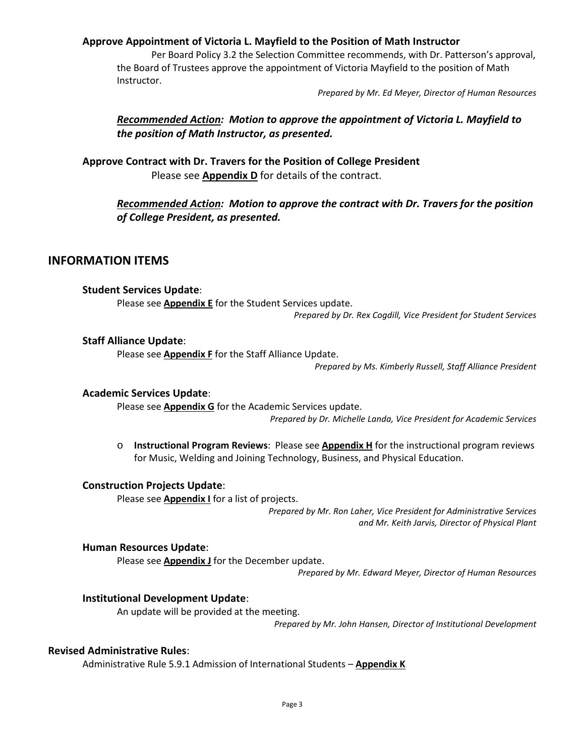**Approve Appointment of Victoria L. Mayfield to the Position of Math Instructor**

Per Board Policy 3.2 the Selection Committee recommends, with Dr. Patterson's approval, the Board of Trustees approve the appointment of Victoria Mayfield to the position of Math Instructor.

*Prepared by Mr. Ed Meyer, Director of Human Resources*

***Recommended Action:* Motion to approve the appointment of Victoria L. Mayfield to the position of Math Instructor, as presented.**

**Approve Contract with Dr. Travers for the Position of College President**

Please see **Appendix D** for details of the contract.

***Recommended Action:* Motion to approve the contract with Dr. Travers for the position of College President, as presented.**

## INFORMATION ITEMS

**Student Services Update**:

Please see **Appendix E** for the Student Services update.

*Prepared by Dr. Rex Cogdill, Vice President for Student Services*

**Staff Alliance Update**:

Please see **Appendix F** for the Staff Alliance Update.

*Prepared by Ms. Kimberly Russell, Staff Alliance President*

**Academic Services Update**:

Please see **Appendix G** for the Academic Services update.

*Prepared by Dr. Michelle Landa, Vice President for Academic Services*

- **Instructional Program Reviews**: Please see **Appendix H** for the instructional program reviews for Music, Welding and Joining Technology, Business, and Physical Education.

**Construction Projects Update**:

Please see **Appendix I** for a list of projects.

*Prepared by Mr. Ron Laher, Vice President for Administrative Services and Mr. Keith Jarvis, Director of Physical Plant*

**Human Resources Update**:

Please see **Appendix J** for the December update.

*Prepared by Mr. Edward Meyer, Director of Human Resources*

**Institutional Development Update**:

An update will be provided at the meeting.

*Prepared by Mr. John Hansen, Director of Institutional Development*

**Revised Administrative Rules**:

Administrative Rule 5.9.1 Admission of International Students – **Appendix K**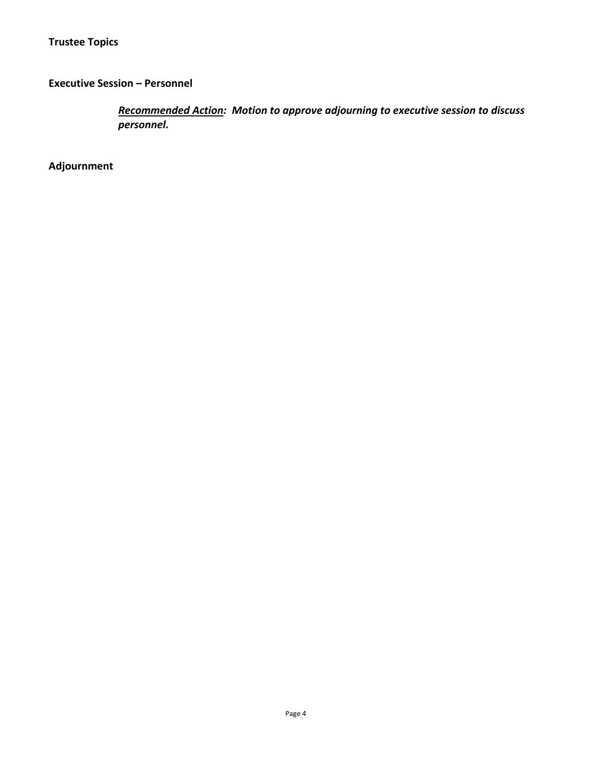**Trustee Topics**

**Executive Session – Personnel**

> ***Recommended Action*: Motion to approve adjourning to executive session to discuss personnel.**

**Adjournment**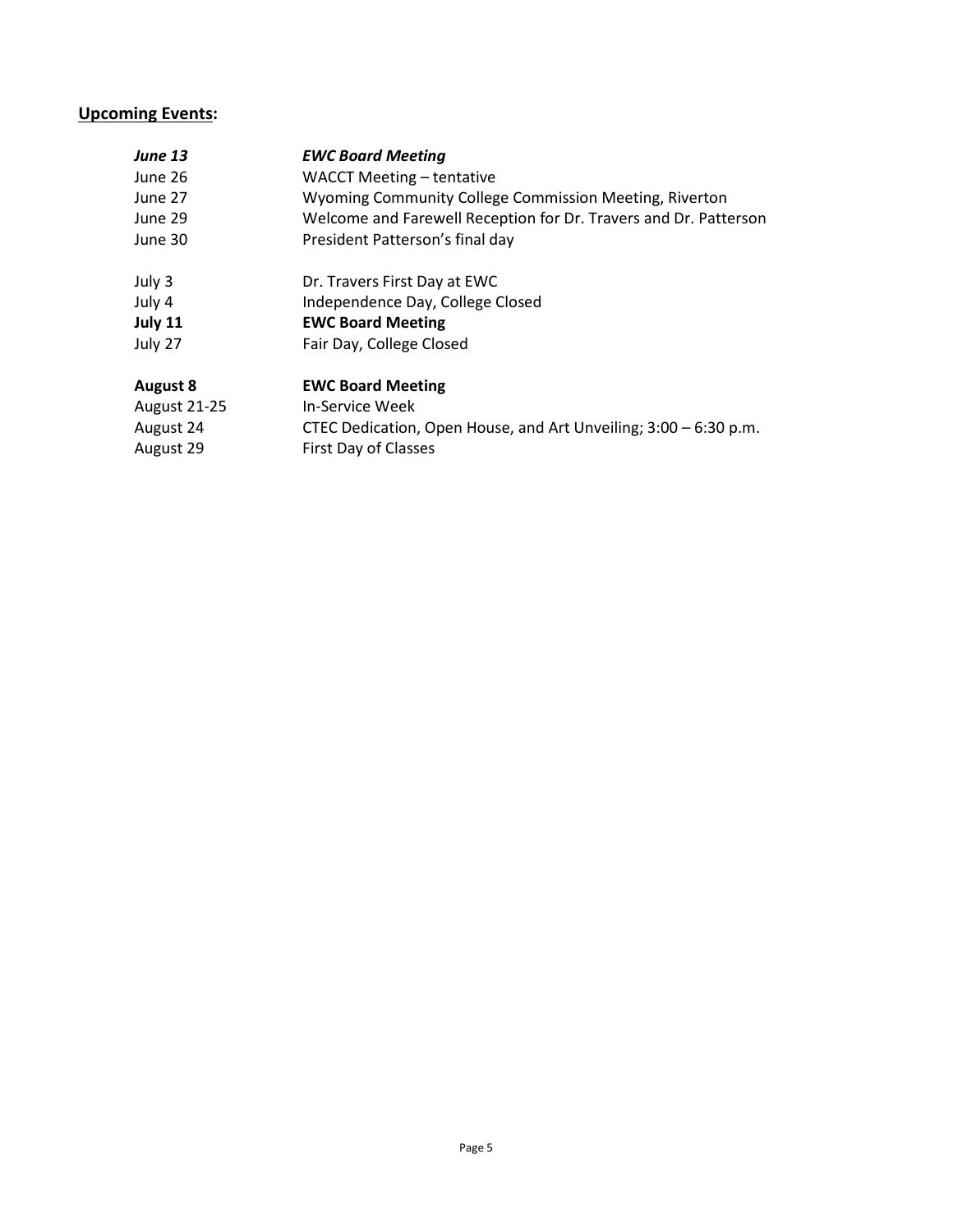**<u>Upcoming Events</u>:**

| | |
|---|---|
| ***June 13*** | ***EWC Board Meeting*** |
| June 26 | WACCT Meeting – tentative |
| June 27 | Wyoming Community College Commission Meeting, Riverton |
| June 29 | Welcome and Farewell Reception for Dr. Travers and Dr. Patterson |
| June 30 | President Patterson's final day |
| | |
| July 3 | Dr. Travers First Day at EWC |
| July 4 | Independence Day, College Closed |
| **July 11** | **EWC Board Meeting** |
| July 27 | Fair Day, College Closed |
| | |
| **August 8** | **EWC Board Meeting** |
| August 21-25 | In-Service Week |
| August 24 | CTEC Dedication, Open House, and Art Unveiling; 3:00 – 6:30 p.m. |
| August 29 | First Day of Classes |